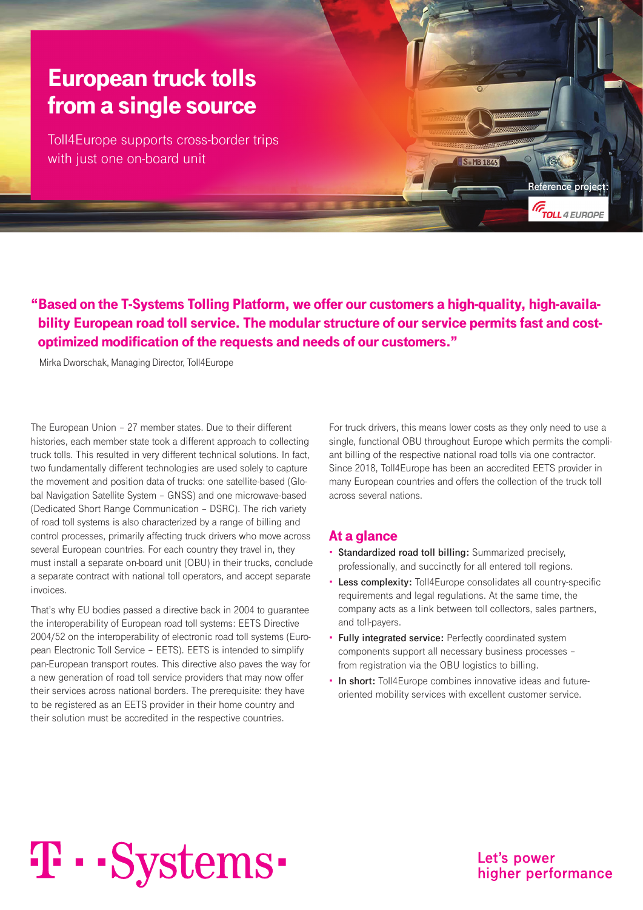# European truck tolls from a single source

Toll4Europe supports cross-border trips with just one on-board unit

Reference project: TOLL 4 EUROPE

**"Based on the T-Systems Tolling Platform, we offer our customers a high-quality, high-availability European road toll service. The modular structure of our service permits fast and cost-optimized modification of the requests and needs of our customers."**

Mirka Dworschak, Managing Director, Toll4Europe

The European Union – 27 member states. Due to their different histories, each member state took a different approach to collecting truck tolls. This resulted in very different technical solutions. In fact, two fundamentally different technologies are used solely to capture the movement and position data of trucks: one satellite-based (Global Navigation Satellite System – GNSS) and one microwave-based (Dedicated Short Range Communication – DSRC). The rich variety of road toll systems is also characterized by a range of billing and control processes, primarily affecting truck drivers who move across several European countries. For each country they travel in, they must install a separate on-board unit (OBU) in their trucks, conclude a separate contract with national toll operators, and accept separate invoices.

That's why EU bodies passed a directive back in 2004 to guarantee the interoperability of European road toll systems: EETS Directive 2004/52 on the interoperability of electronic road toll systems (European Electronic Toll Service – EETS). EETS is intended to simplify pan-European transport routes. This directive also paves the way for a new generation of road toll service providers that may now offer their services across national borders. The prerequisite: they have to be registered as an EETS provider in their home country and their solution must be accredited in the respective countries.

For truck drivers, this means lower costs as they only need to use a single, functional OBU throughout Europe which permits the compliant billing of the respective national road tolls via one contractor. Since 2018, Toll4Europe has been an accredited EETS provider in many European countries and offers the collection of the truck toll across several nations.

## At a glance

- **Standardized road toll billing:** Summarized precisely, professionally, and succinctly for all entered toll regions.
- **Less complexity:** Toll4Europe consolidates all country-specific requirements and legal regulations. At the same time, the company acts as a link between toll collectors, sales partners, and toll-payers.
- **Fully integrated service:** Perfectly coordinated system components support all necessary business processes – from registration via the OBU logistics to billing.
- **In short:** Toll4Europe combines innovative ideas and future-oriented mobility services with excellent customer service.

T-Systems

Let's power higher performance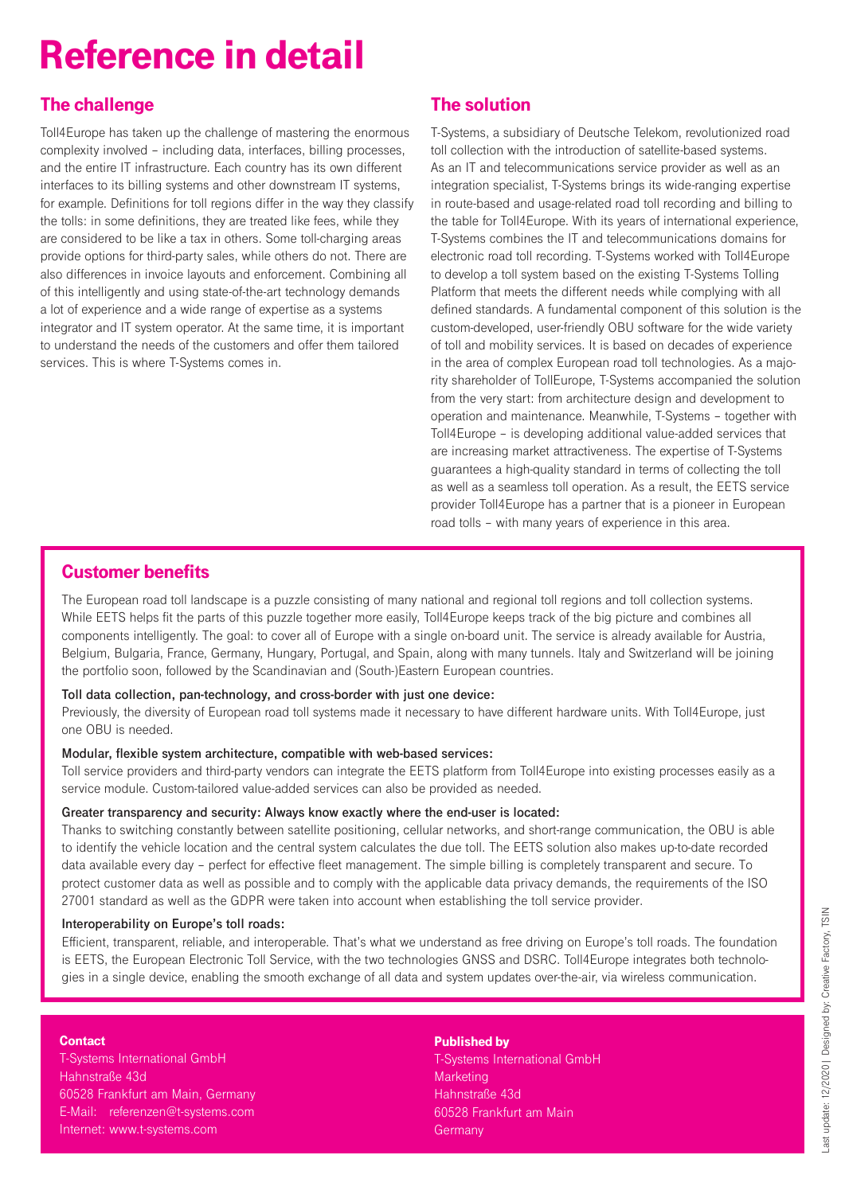# Reference in detail

## The challenge

Toll4Europe has taken up the challenge of mastering the enormous complexity involved – including data, interfaces, billing processes, and the entire IT infrastructure. Each country has its own different interfaces to its billing systems and other downstream IT systems, for example. Definitions for toll regions differ in the way they classify the tolls: in some definitions, they are treated like fees, while they are considered to be like a tax in others. Some toll-charging areas provide options for third-party sales, while others do not. There are also differences in invoice layouts and enforcement. Combining all of this intelligently and using state-of-the-art technology demands a lot of experience and a wide range of expertise as a systems integrator and IT system operator. At the same time, it is important to understand the needs of the customers and offer them tailored services. This is where T-Systems comes in.

## The solution

T-Systems, a subsidiary of Deutsche Telekom, revolutionized road toll collection with the introduction of satellite-based systems. As an IT and telecommunications service provider as well as an integration specialist, T-Systems brings its wide-ranging expertise in route-based and usage-related road toll recording and billing to the table for Toll4Europe. With its years of international experience, T-Systems combines the IT and telecommunications domains for electronic road toll recording. T-Systems worked with Toll4Europe to develop a toll system based on the existing T-Systems Tolling Platform that meets the different needs while complying with all defined standards. A fundamental component of this solution is the custom-developed, user-friendly OBU software for the wide variety of toll and mobility services. It is based on decades of experience in the area of complex European road toll technologies. As a majority shareholder of TollEurope, T-Systems accompanied the solution from the very start: from architecture design and development to operation and maintenance. Meanwhile, T-Systems – together with Toll4Europe – is developing additional value-added services that are increasing market attractiveness. The expertise of T-Systems guarantees a high-quality standard in terms of collecting the toll as well as a seamless toll operation. As a result, the EETS service provider Toll4Europe has a partner that is a pioneer in European road tolls – with many years of experience in this area.

## Customer benefits

The European road toll landscape is a puzzle consisting of many national and regional toll regions and toll collection systems. While EETS helps fit the parts of this puzzle together more easily, Toll4Europe keeps track of the big picture and combines all components intelligently. The goal: to cover all of Europe with a single on-board unit. The service is already available for Austria, Belgium, Bulgaria, France, Germany, Hungary, Portugal, and Spain, along with many tunnels. Italy and Switzerland will be joining the portfolio soon, followed by the Scandinavian and (South-)Eastern European countries.

**Toll data collection, pan-technology, and cross-border with just one device:**
Previously, the diversity of European road toll systems made it necessary to have different hardware units. With Toll4Europe, just one OBU is needed.

**Modular, flexible system architecture, compatible with web-based services:**
Toll service providers and third-party vendors can integrate the EETS platform from Toll4Europe into existing processes easily as a service module. Custom-tailored value-added services can also be provided as needed.

**Greater transparency and security: Always know exactly where the end-user is located:**
Thanks to switching constantly between satellite positioning, cellular networks, and short-range communication, the OBU is able to identify the vehicle location and the central system calculates the due toll. The EETS solution also makes up-to-date recorded data available every day – perfect for effective fleet management. The simple billing is completely transparent and secure. To protect customer data as well as possible and to comply with the applicable data privacy demands, the requirements of the ISO 27001 standard as well as the GDPR were taken into account when establishing the toll service provider.

**Interoperability on Europe's toll roads:**
Efficient, transparent, reliable, and interoperable. That's what we understand as free driving on Europe's toll roads. The foundation is EETS, the European Electronic Toll Service, with the two technologies GNSS and DSRC. Toll4Europe integrates both technologies in a single device, enabling the smooth exchange of all data and system updates over-the-air, via wireless communication.

**Contact**
T-Systems International GmbH
Hahnstraße 43d
60528 Frankfurt am Main, Germany
E-Mail: referenzen@t-systems.com
Internet: www.t-systems.com

**Published by**
T-Systems International GmbH
Marketing
Hahnstraße 43d
60528 Frankfurt am Main
Germany

Last update: 12/2020 | Designed by: Creative Factory, TSIN